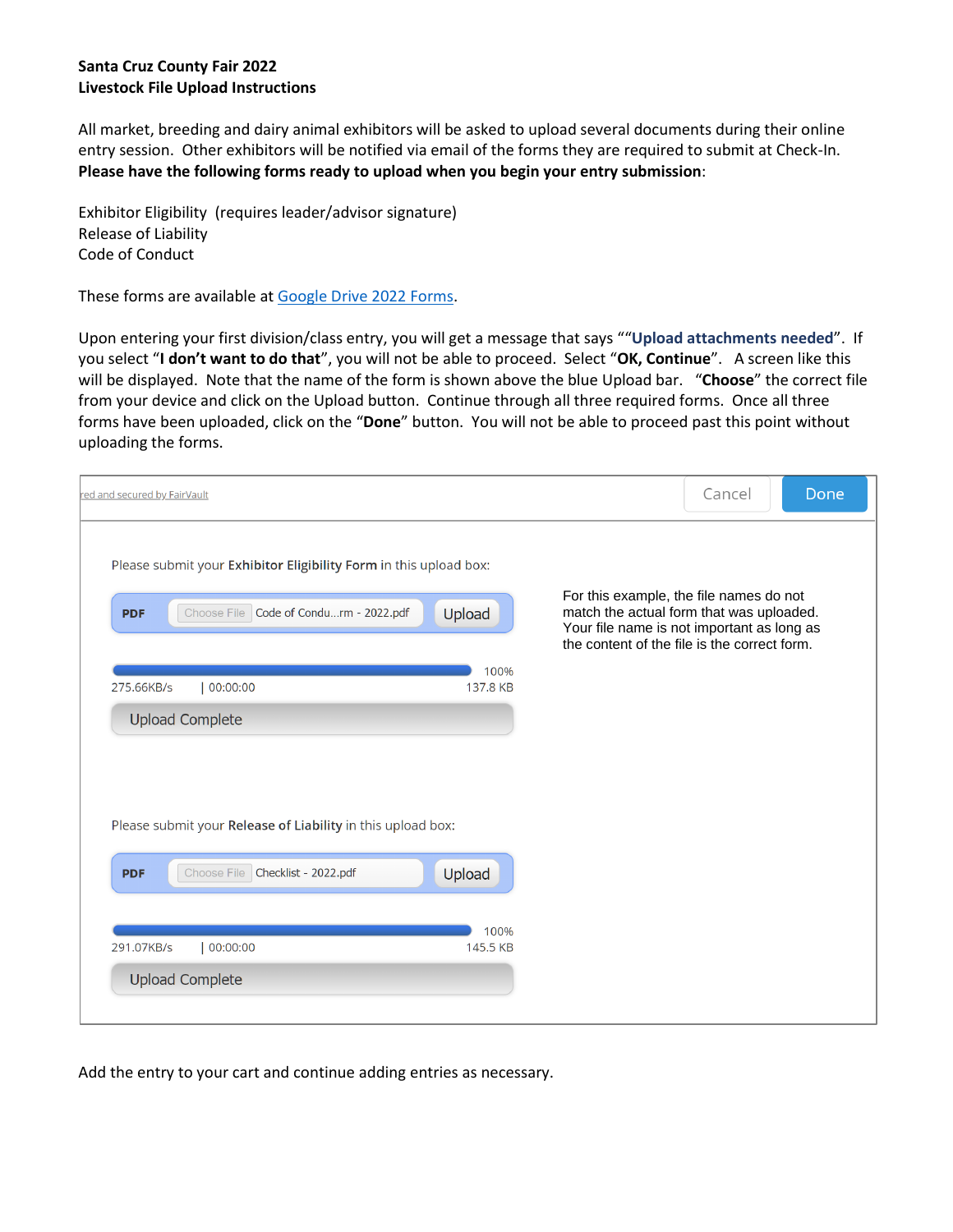**Santa Cruz County Fair 2022**
**Livestock File Upload Instructions**

All market, breeding and dairy animal exhibitors will be asked to upload several documents during their online entry session. Other exhibitors will be notified via email of the forms they are required to submit at Check-In. **Please have the following forms ready to upload when you begin your entry submission**:

Exhibitor Eligibility (requires leader/advisor signature)
Release of Liability
Code of Conduct

These forms are available at Google Drive 2022 Forms.

Upon entering your first division/class entry, you will get a message that says ""**Upload attachments needed**". If you select "**I don't want to do that**", you will not be able to proceed. Select "**OK, Continue**". A screen like this will be displayed. Note that the name of the form is shown above the blue Upload bar. "**Choose**" the correct file from your device and click on the Upload button. Continue through all three required forms. Once all three forms have been uploaded, click on the "**Done**" button. You will not be able to proceed past this point without uploading the forms.

red and secured by FairVault — Cancel — Done

Please submit your **Exhibitor Eligibility Form** in this upload box:

PDF | Choose File | Code of Condu...rm - 2022.pdf | Upload

100%
275.66KB/s | 00:00:00 — 137.8 KB

Upload Complete

Please submit your **Release of Liability** in this upload box:

PDF | Choose File | Checklist - 2022.pdf | Upload

100%
291.07KB/s | 00:00:00 — 145.5 KB

Upload Complete

For this example, the file names do not match the actual form that was uploaded. Your file name is not important as long as the content of the file is the correct form.

Add the entry to your cart and continue adding entries as necessary.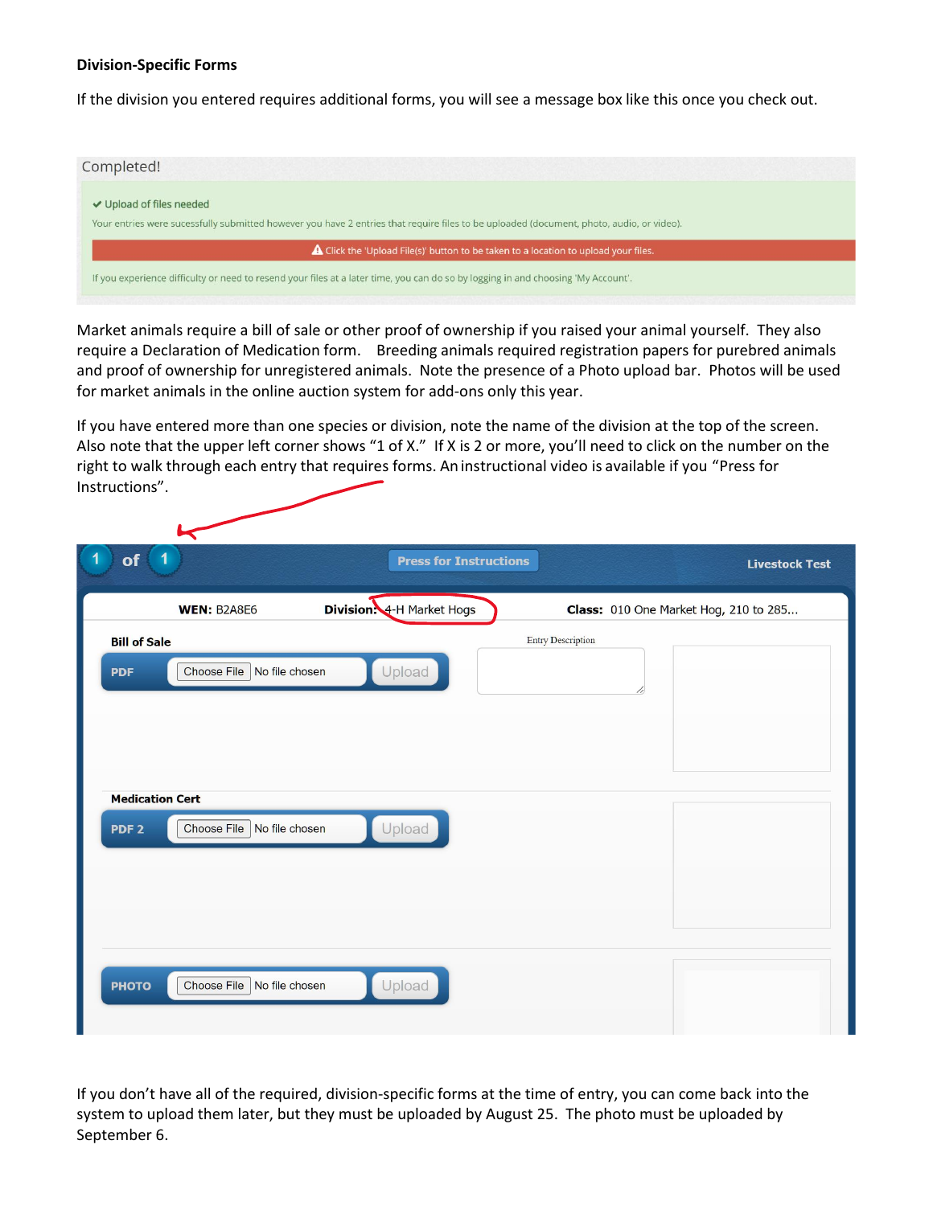**Division-Specific Forms**

If the division you entered requires additional forms, you will see a message box like this once you check out.

Completed!

✔ Upload of files needed

Your entries were sucessfully submitted however you have 2 entries that require files to be uploaded (document, photo, audio, or video).

⚠ Click the 'Upload File(s)' button to be taken to a location to upload your files.

If you experience difficulty or need to resend your files at a later time, you can do so by logging in and choosing 'My Account'.

Market animals require a bill of sale or other proof of ownership if you raised your animal yourself. They also require a Declaration of Medication form. Breeding animals required registration papers for purebred animals and proof of ownership for unregistered animals. Note the presence of a Photo upload bar. Photos will be used for market animals in the online auction system for add-ons only this year.

If you have entered more than one species or division, note the name of the division at the top of the screen. Also note that the upper left corner shows "1 of X." If X is 2 or more, you'll need to click on the number on the right to walk through each entry that requires forms. An instructional video is available if you "Press for Instructions".

1 of 1 — Press for Instructions — Livestock Test

**WEN:** B2A8E6 **Division:** 4-H Market Hogs **Class:** 010 One Market Hog, 210 to 285...

**Bill of Sale**

PDF — Choose File — No file chosen — Upload

Entry Description

**Medication Cert**

PDF 2 — Choose File — No file chosen — Upload

PHOTO — Choose File — No file chosen — Upload

If you don't have all of the required, division-specific forms at the time of entry, you can come back into the system to upload them later, but they must be uploaded by August 25. The photo must be uploaded by September 6.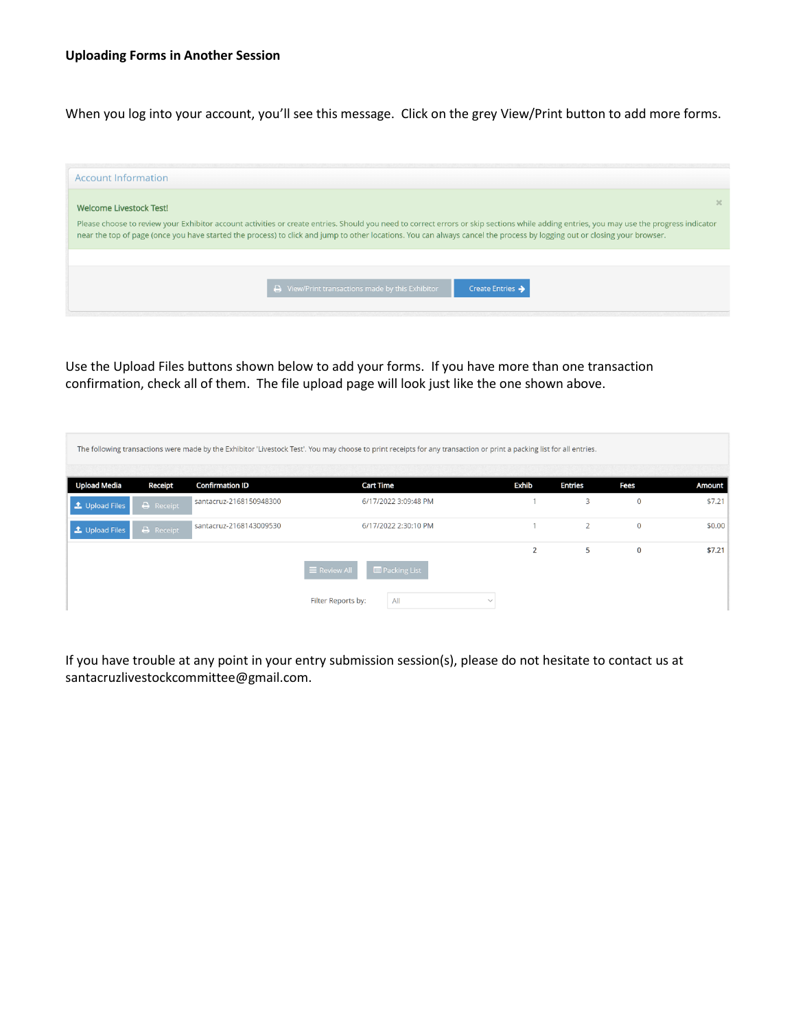**Uploading Forms in Another Session**

When you log into your account, you'll see this message. Click on the grey View/Print button to add more forms.

Account Information

Welcome Livestock Test!

Please choose to review your Exhibitor account activities or create entries. Should you need to correct errors or skip sections while adding entries, you may use the progress indicator near the top of page (once you have started the process) to click and jump to other locations. You can always cancel the process by logging out or closing your browser.

View/Print transactions made by this Exhibitor | Create Entries

Use the Upload Files buttons shown below to add your forms. If you have more than one transaction confirmation, check all of them. The file upload page will look just like the one shown above.

The following transactions were made by the Exhibitor 'Livestock Test'. You may choose to print receipts for any transaction or print a packing list for all entries.

| Upload Media | Receipt | Confirmation ID | Cart Time | Exhib | Entries | Fees | Amount |
|---|---|---|---|---|---|---|---|
| Upload Files | Receipt | santacruz-2168150948300 | 6/17/2022 3:09:48 PM | 1 | 3 | 0 | $7.21 |
| Upload Files | Receipt | santacruz-2168143009530 | 6/17/2022 2:30:10 PM | 1 | 2 | 0 | $0.00 |
| | | | | 2 | 5 | 0 | $7.21 |

Review All | Packing List

Filter Reports by: All

If you have trouble at any point in your entry submission session(s), please do not hesitate to contact us at santacruzlivestockcommittee@gmail.com.